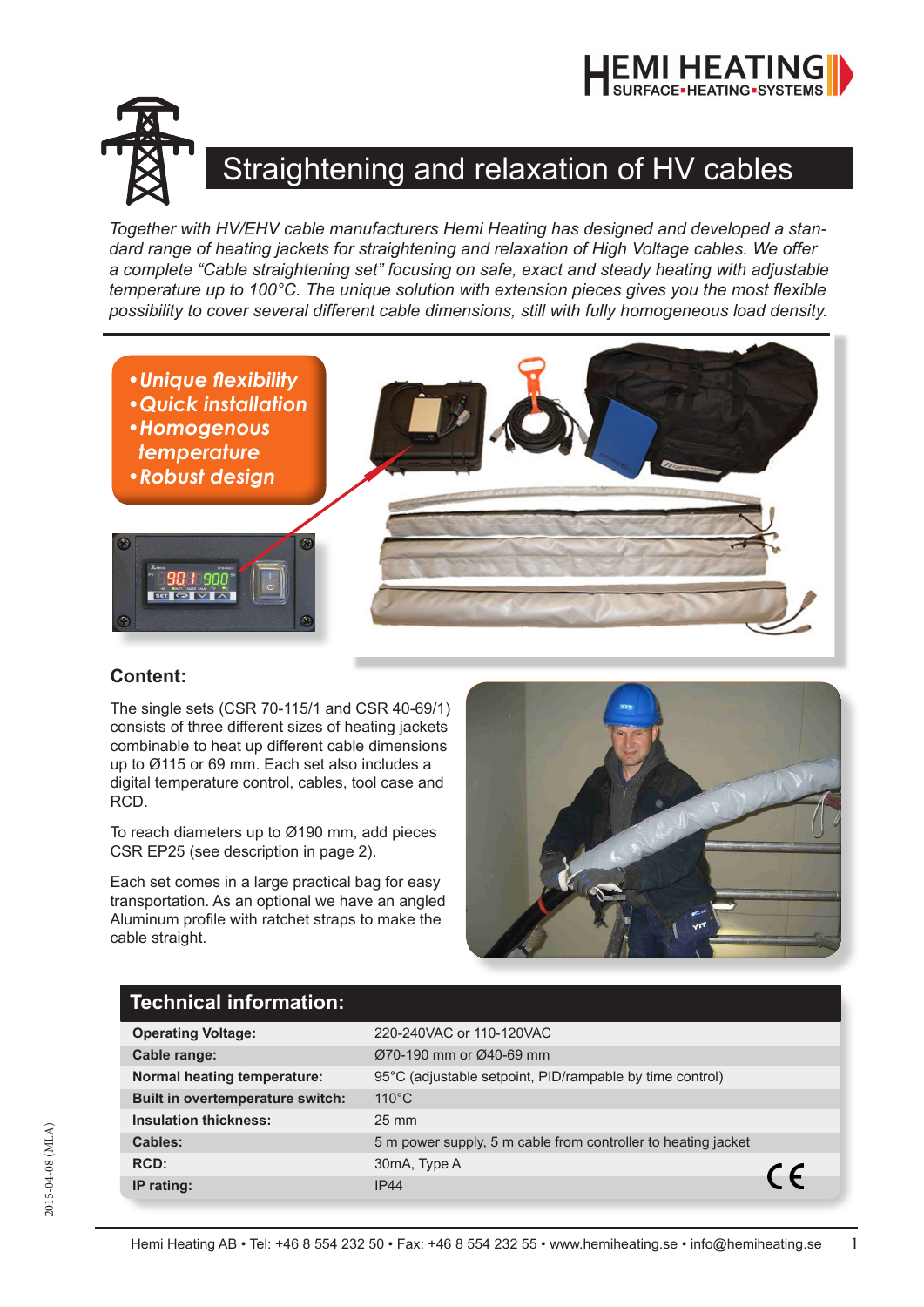# Straightening and relaxation of HV cables

*Together with HV/EHV cable manufacturers Hemi Heating has designed and developed a standard range of heating jackets for straightening and relaxation of High Voltage cables. We offer a complete "Cable straightening set" focusing on safe, exact and steady heating with adjustable temperature up to 100°C. The unique solution with extension pieces gives you the most flexible possibility to cover several different cable dimensions, still with fully homogeneous load density.*

- ***Unique flexibility***
- ***Quick installation***
- ***Homogenous temperature***
- ***Robust design***

## Content:

The single sets (CSR 70-115/1 and CSR 40-69/1) consists of three different sizes of heating jackets combinable to heat up different cable dimensions up to Ø115 or 69 mm. Each set also includes a digital temperature control, cables, tool case and RCD.

To reach diameters up to Ø190 mm, add pieces CSR EP25 (see description in page 2).

Each set comes in a large practical bag for easy transportation. As an optional we have an angled Aluminum profile with ratchet straps to make the cable straight.

## Technical information:

| | |
|---|---|
| **Operating Voltage:** | 220-240VAC or 110-120VAC |
| **Cable range:** | Ø70-190 mm or Ø40-69 mm |
| **Normal heating temperature:** | 95°C (adjustable setpoint, PID/rampable by time control) |
| **Built in overtemperature switch:** | 110°C |
| **Insulation thickness:** | 25 mm |
| **Cables:** | 5 m power supply, 5 m cable from controller to heating jacket |
| **RCD:** | 30mA, Type A |
| **IP rating:** | IP44 |

CE

Hemi Heating AB • Tel: +46 8 554 232 50 • Fax: +46 8 554 232 55 • www.hemiheating.se • info@hemiheating.se

2015-04-08 (MLA)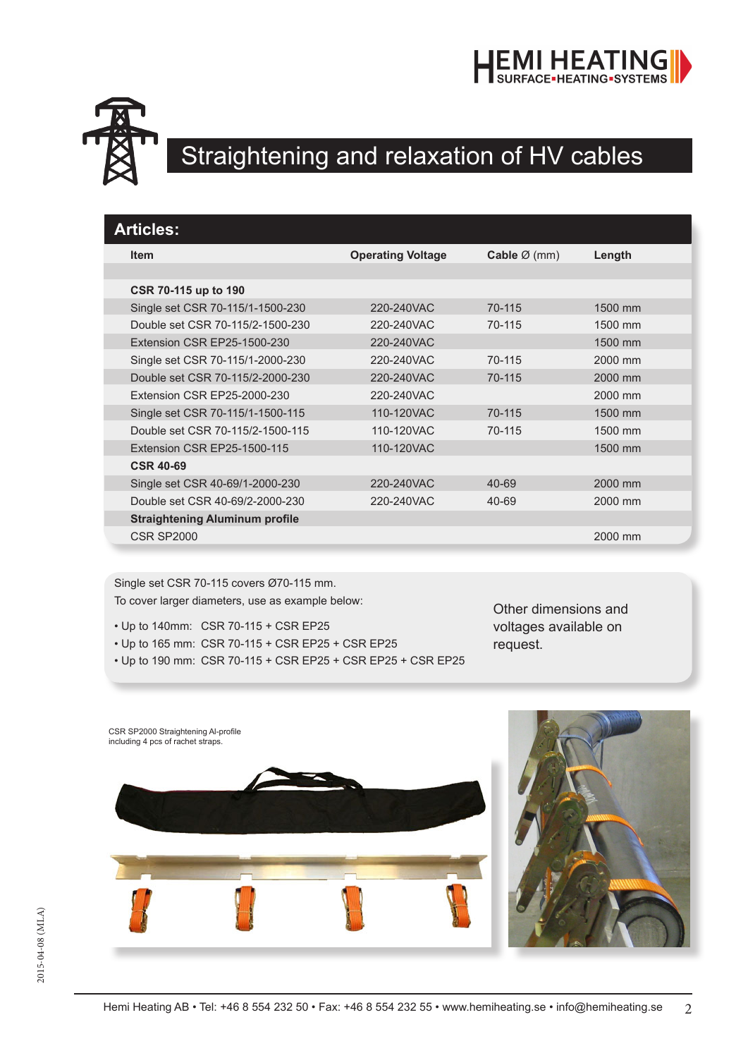# Straightening and relaxation of HV cables

## Articles:

| Item | Operating Voltage | Cable Ø (mm) | Length |
|---|---|---|---|
| **CSR 70-115 up to 190** | | | |
| Single set CSR 70-115/1-1500-230 | 220-240VAC | 70-115 | 1500 mm |
| Double set CSR 70-115/2-1500-230 | 220-240VAC | 70-115 | 1500 mm |
| Extension CSR EP25-1500-230 | 220-240VAC | | 1500 mm |
| Single set CSR 70-115/1-2000-230 | 220-240VAC | 70-115 | 2000 mm |
| Double set CSR 70-115/2-2000-230 | 220-240VAC | 70-115 | 2000 mm |
| Extension CSR EP25-2000-230 | 220-240VAC | | 2000 mm |
| Single set CSR 70-115/1-1500-115 | 110-120VAC | 70-115 | 1500 mm |
| Double set CSR 70-115/2-1500-115 | 110-120VAC | 70-115 | 1500 mm |
| Extension CSR EP25-1500-115 | 110-120VAC | | 1500 mm |
| **CSR 40-69** | | | |
| Single set CSR 40-69/1-2000-230 | 220-240VAC | 40-69 | 2000 mm |
| Double set CSR 40-69/2-2000-230 | 220-240VAC | 40-69 | 2000 mm |
| **Straightening Aluminum profile** | | | |
| CSR SP2000 | | | 2000 mm |

Single set CSR 70-115 covers Ø70-115 mm.
To cover larger diameters, use as example below:

- Up to 140mm: CSR 70-115 + CSR EP25
- Up to 165 mm: CSR 70-115 + CSR EP25 + CSR EP25
- Up to 190 mm: CSR 70-115 + CSR EP25 + CSR EP25 + CSR EP25

Other dimensions and voltages available on request.

CSR SP2000 Straightening Al-profile including 4 pcs of rachet straps.

Hemi Heating AB • Tel: +46 8 554 232 50 • Fax: +46 8 554 232 55 • www.hemiheating.se • info@hemiheating.se